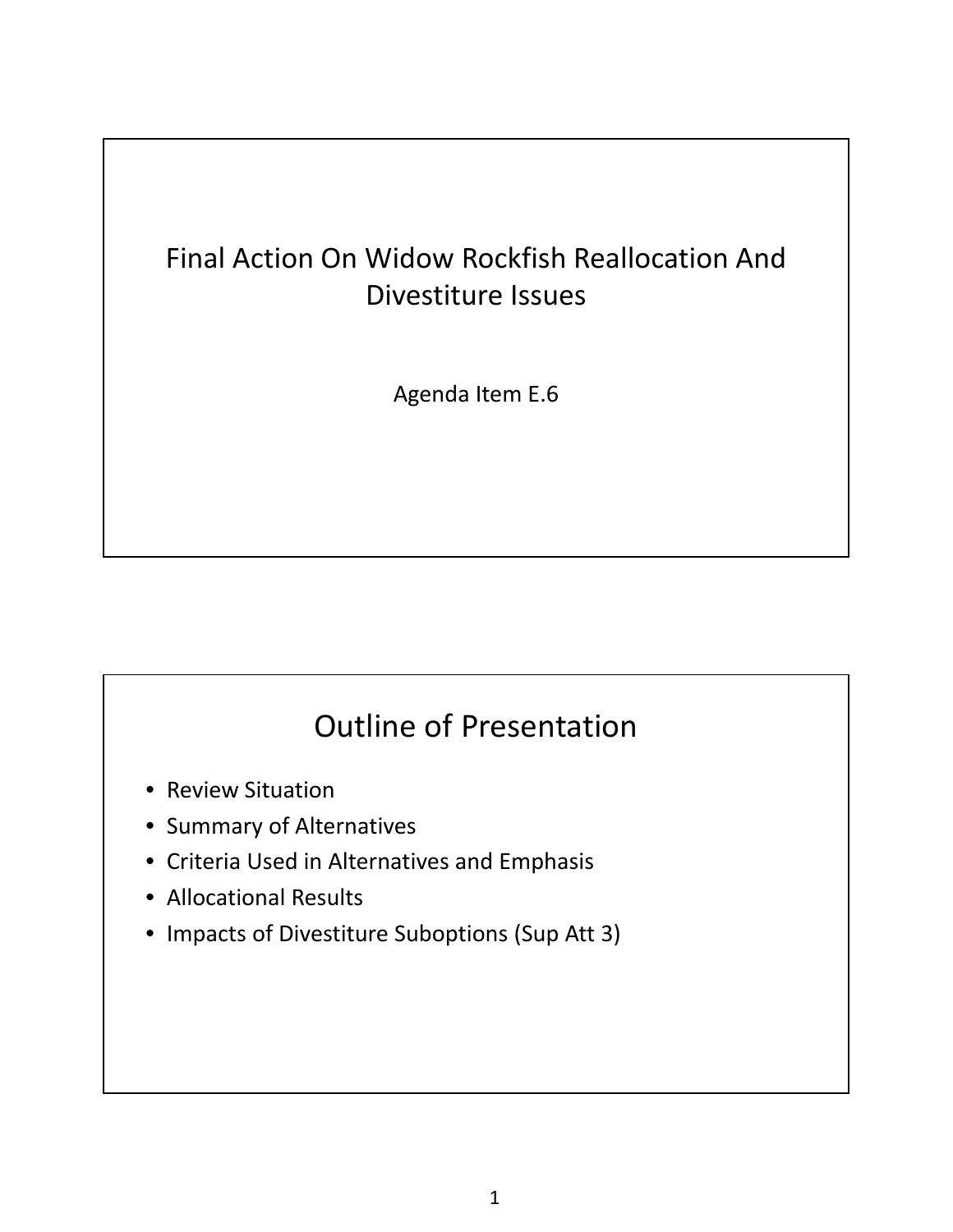# Final Action On Widow Rockfish Reallocation And Divestiture Issues

Agenda Item E.6

## Outline of Presentation

- Review Situation
- Summary of Alternatives
- Criteria Used in Alternatives and Emphasis
- Allocational Results
- Impacts of Divestiture Suboptions (Sup Att 3)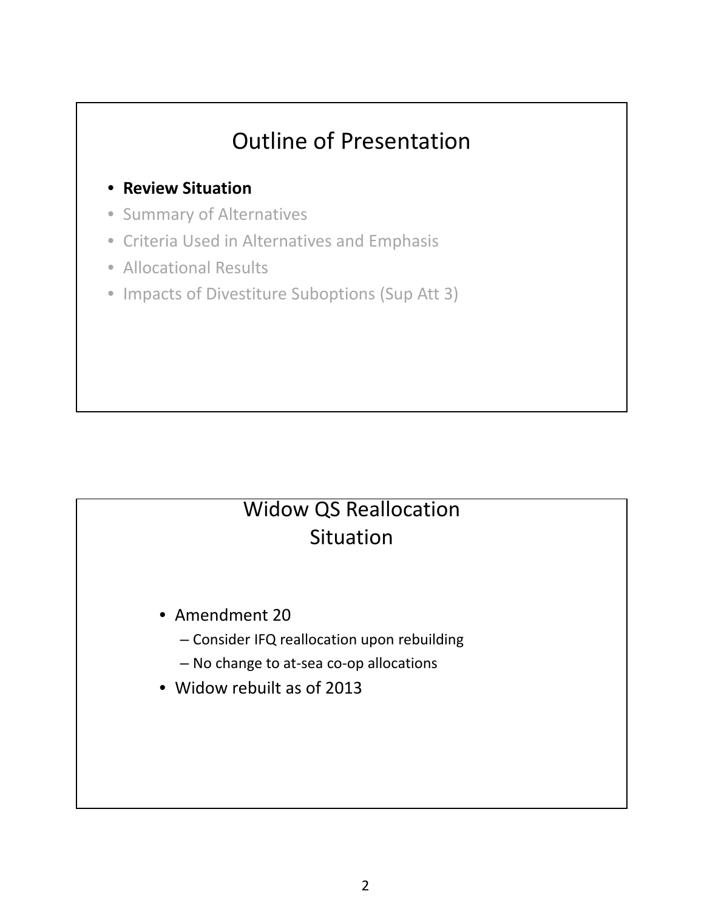## Outline of Presentation

- **Review Situation**
- Summary of Alternatives
- Criteria Used in Alternatives and Emphasis
- Allocational Results
- Impacts of Divestiture Suboptions (Sup Att 3)

## Widow QS Reallocation Situation

- Amendment 20
  - Consider IFQ reallocation upon rebuilding
  - No change to at-sea co-op allocations
- Widow rebuilt as of 2013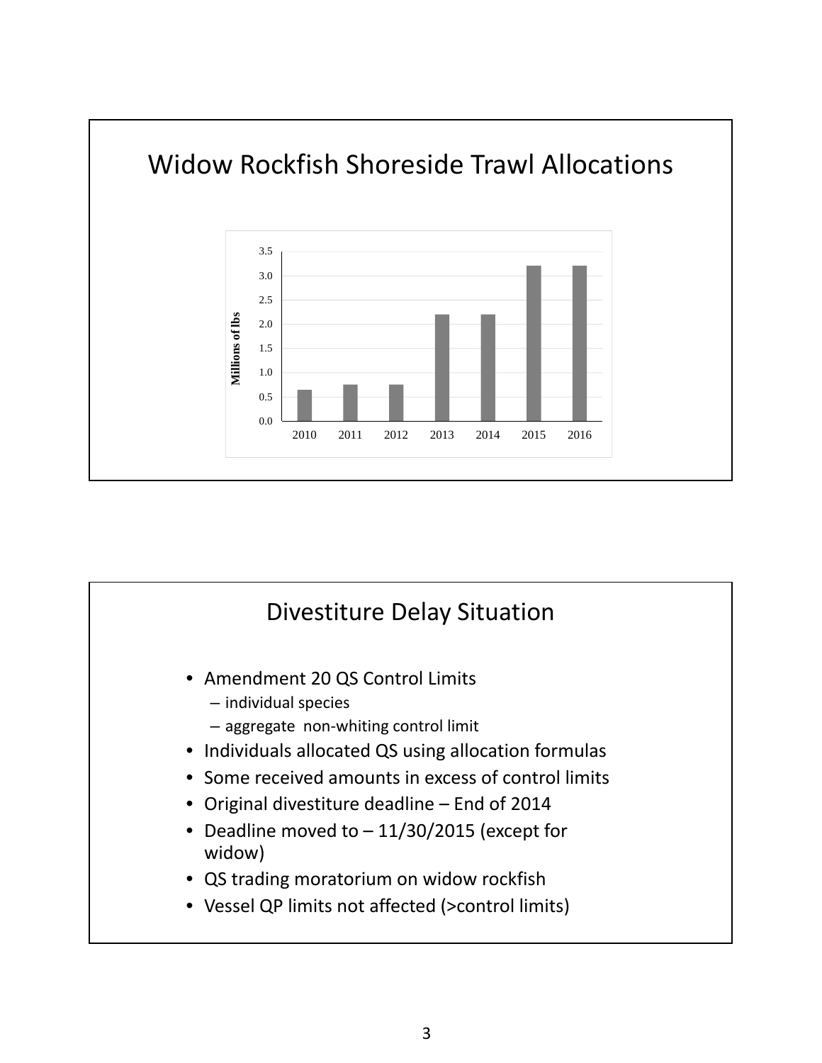## Widow Rockfish Shoreside Trawl Allocations

## Divestiture Delay Situation

- Amendment 20 QS Control Limits
  - individual species
  - aggregate non-whiting control limit
- Individuals allocated QS using allocation formulas
- Some received amounts in excess of control limits
- Original divestiture deadline – End of 2014
- Deadline moved to – 11/30/2015 (except for widow)
- QS trading moratorium on widow rockfish
- Vessel QP limits not affected (>control limits)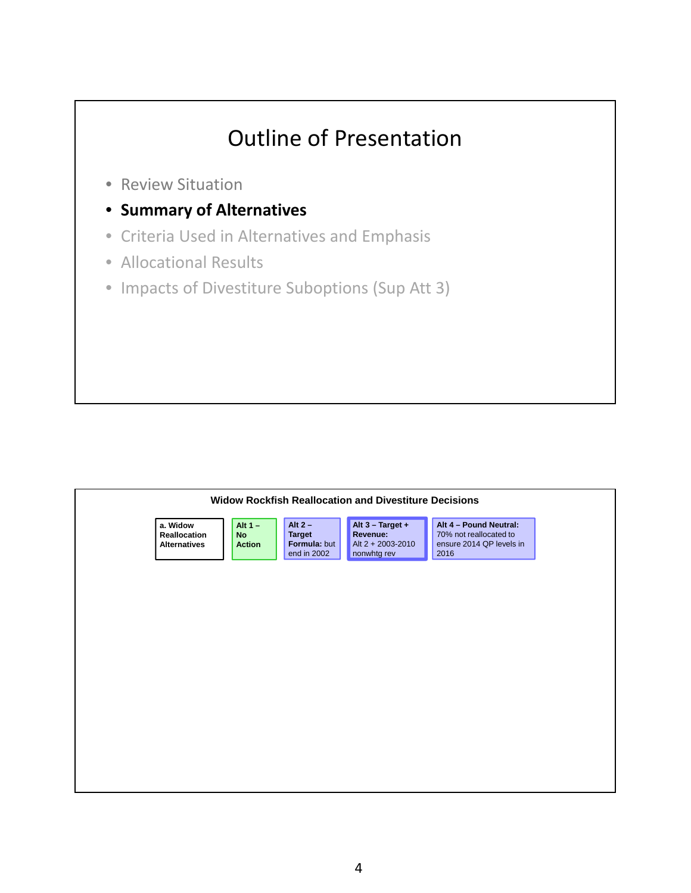## Outline of Presentation

- Review Situation
- **Summary of Alternatives**
- Criteria Used in Alternatives and Emphasis
- Allocational Results
- Impacts of Divestiture Suboptions (Sup Att 3)

### Widow Rockfish Reallocation and Divestiture Decisions

| a. Widow Reallocation Alternatives | Alt 1 – No Action | Alt 2 – Target Formula: but end in 2002 | Alt 3 – Target + Revenue: Alt 2 + 2003-2010 nonwhtg rev | Alt 4 – Pound Neutral: 70% not reallocated to ensure 2014 QP levels in 2016 |
|---|---|---|---|---|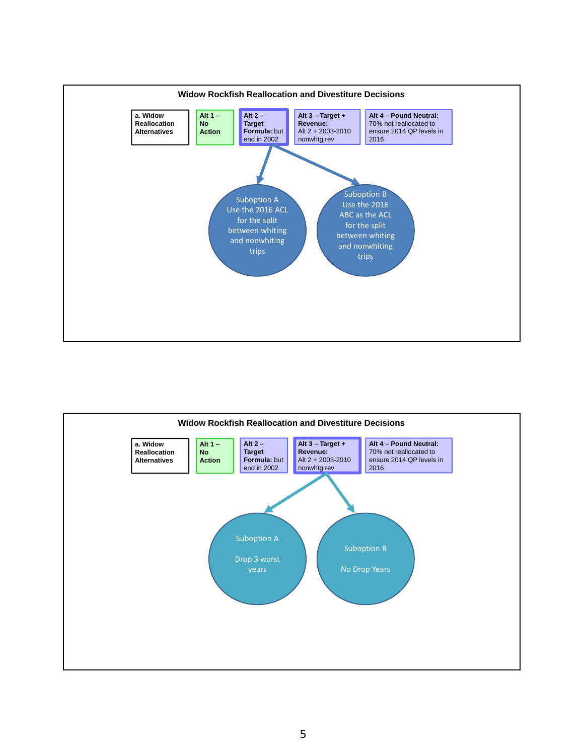## Widow Rockfish Reallocation and Divestiture Decisions

| a. Widow Reallocation Alternatives | Alt 1 – No Action | Alt 2 – Target Formula: but end in 2002 | Alt 3 – Target + Revenue: Alt 2 + 2003-2010 nonwhtg rev | Alt 4 – Pound Neutral: 70% not reallocated to ensure 2014 QP levels in 2016 |
|---|---|---|---|---|

Alt 2 →

- Suboption A: Use the 2016 ACL for the split between whiting and nonwhiting trips
- Suboption B: Use the 2016 ABC as the ACL for the split between whiting and nonwhiting trips

## Widow Rockfish Reallocation and Divestiture Decisions

| a. Widow Reallocation Alternatives | Alt 1 – No Action | Alt 2 – Target Formula: but end in 2002 | Alt 3 – Target + Revenue: Alt 2 + 2003-2010 nonwhtg rev | Alt 4 – Pound Neutral: 70% not reallocated to ensure 2014 QP levels in 2016 |
|---|---|---|---|---|

Alt 3 →

- Suboption A: Drop 3 worst years
- Suboption B: No Drop Years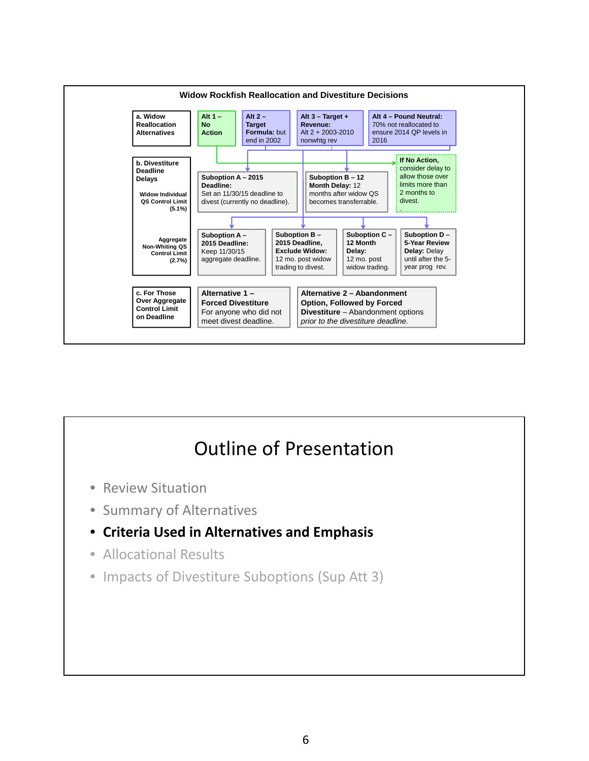## Widow Rockfish Reallocation and Divestiture Decisions

**a. Widow Reallocation Alternatives**

- **Alt 1 – No Action**
- **Alt 2 – Target Formula:** but end in 2002
- **Alt 3 – Target + Revenue:** Alt 2 + 2003-2010 nonwhtg rev
- **Alt 4 – Pound Neutral:** 70% not reallocated to ensure 2014 QP levels in 2016

**b. Divestiture Deadline Delays**

Widow Individual QS Control Limit (5.1%)

- **Suboption A – 2015 Deadline:** Set an 11/30/15 deadline to divest (currently no deadline).
- **Suboption B – 12 Month Delay:** 12 months after widow QS becomes transferrable.
- **If No Action,** consider delay to allow those over limits more than 2 months to divest.

Aggregate Non-Whiting QS Control Limit (2.7%)

- **Suboption A – 2015 Deadline:** Keep 11/30/15 aggregate deadline.
- **Suboption B – 2015 Deadline, Exclude Widow:** 12 mo. post widow trading to divest.
- **Suboption C – 12 Month Delay:** 12 mo. post widow trading.
- **Suboption D – 5-Year Review Delay:** Delay until after the 5-year prog rev.

**c. For Those Over Aggregate Control Limit on Deadline**

- **Alternative 1 – Forced Divestiture** For anyone who did not meet divest deadline.
- **Alternative 2 – Abandonment Option, Followed by Forced Divestiture** – Abandonment options *prior to the divestiture deadline.*

# Outline of Presentation

- Review Situation
- Summary of Alternatives
- **Criteria Used in Alternatives and Emphasis**
- Allocational Results
- Impacts of Divestiture Suboptions (Sup Att 3)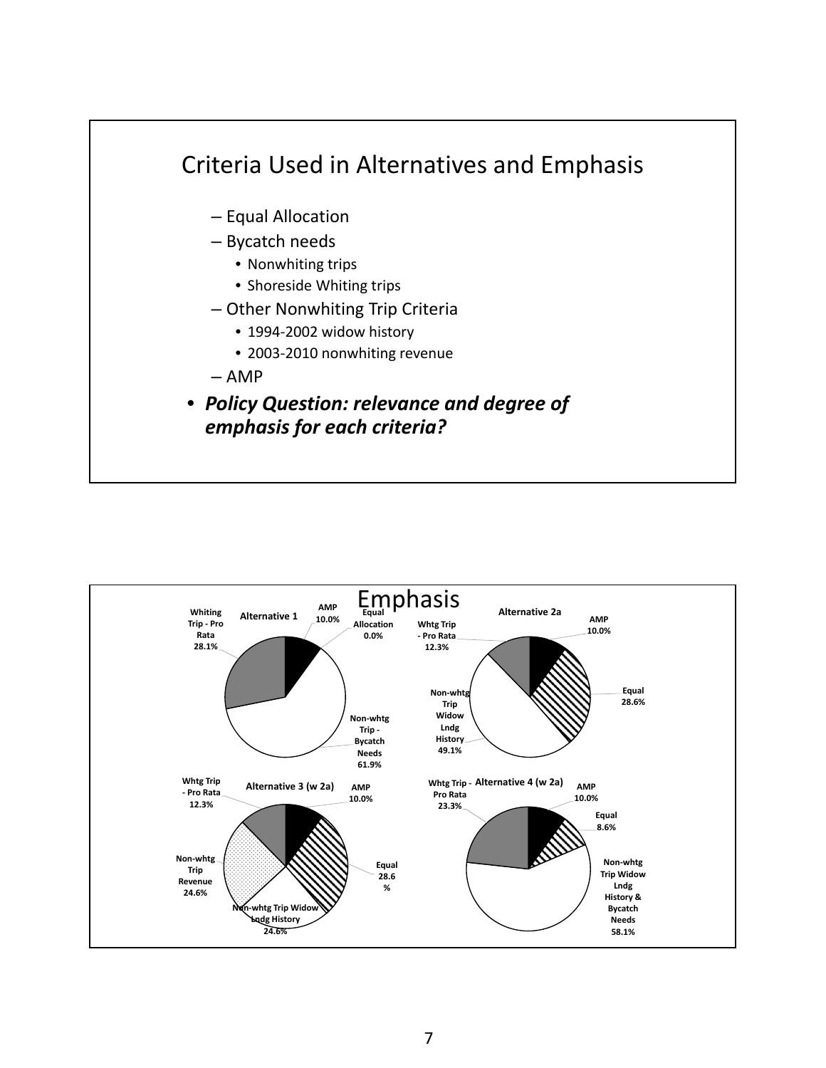## Criteria Used in Alternatives and Emphasis

- Equal Allocation
- Bycatch needs
  - Nonwhiting trips
  - Shoreside Whiting trips
- Other Nonwhiting Trip Criteria
  - 1994-2002 widow history
  - 2003-2010 nonwhiting revenue
- AMP

- ***Policy Question: relevance and degree of emphasis for each criteria?***

## Emphasis

**Alternative 1**

- AMP 10.0%
- Equal Allocation 0.0%
- Non-whtg Trip - Bycatch Needs 61.9%
- Whiting Trip - Pro Rata 28.1%

**Alternative 2a**

- AMP 10.0%
- Equal 28.6%
- Non-whtg Trip Widow Lndg History 49.1%
- Whtg Trip - Pro Rata 12.3%

**Alternative 3 (w 2a)**

- AMP 10.0%
- Equal 28.6 %
- Non-whtg Trip Widow Lndg History 24.6%
- Non-whtg Trip Revenue 24.6%
- Whtg Trip - Pro Rata 12.3%

**Alternative 4 (w 2a)**

- AMP 10.0%
- Equal 8.6%
- Non-whtg Trip Widow Lndg History & Bycatch Needs 58.1%
- Whtg Trip - Pro Rata 23.3%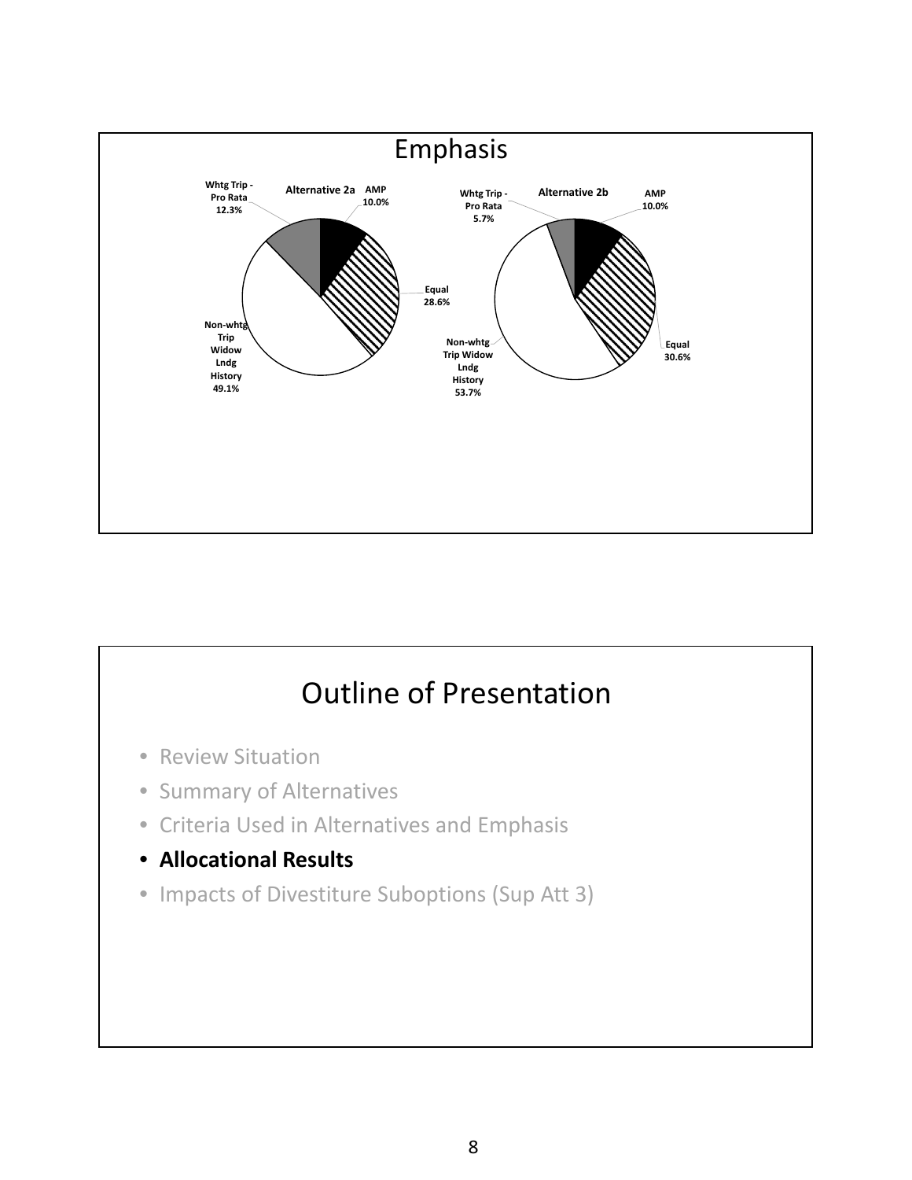# Emphasis

**Alternative 2a**

- AMP 10.0%
- Equal 28.6%
- Non-whtg Trip Widow Lndg History 49.1%
- Whtg Trip - Pro Rata 12.3%

**Alternative 2b**

- AMP 10.0%
- Equal 30.6%
- Non-whtg Trip Widow Lndg History 53.7%
- Whtg Trip - Pro Rata 5.7%

# Outline of Presentation

- Review Situation
- Summary of Alternatives
- Criteria Used in Alternatives and Emphasis
- **Allocational Results**
- Impacts of Divestiture Suboptions (Sup Att 3)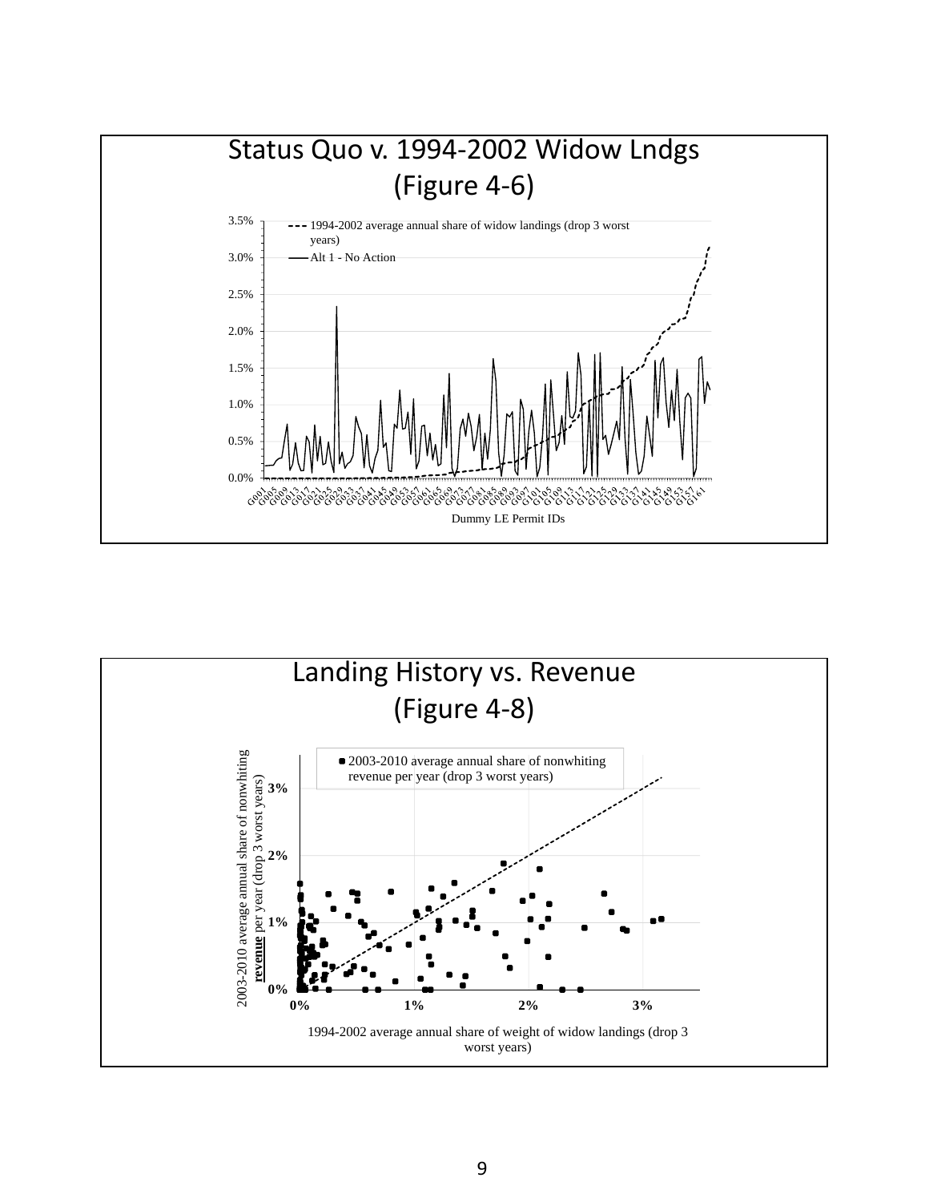## Status Quo v. 1994-2002 Widow Lndgs (Figure 4-6)

- - - 1994-2002 average annual share of widow landings (drop 3 worst years)

—— Alt 1 - No Action

Dummy LE Permit IDs

## Landing History vs. Revenue (Figure 4-8)

■ 2003-2010 average annual share of nonwhiting revenue per year (drop 3 worst years)

2003-2010 average annual share of nonwhiting **revenue** per year (drop 3 worst years)

1994-2002 average annual share of weight of widow landings (drop 3 worst years)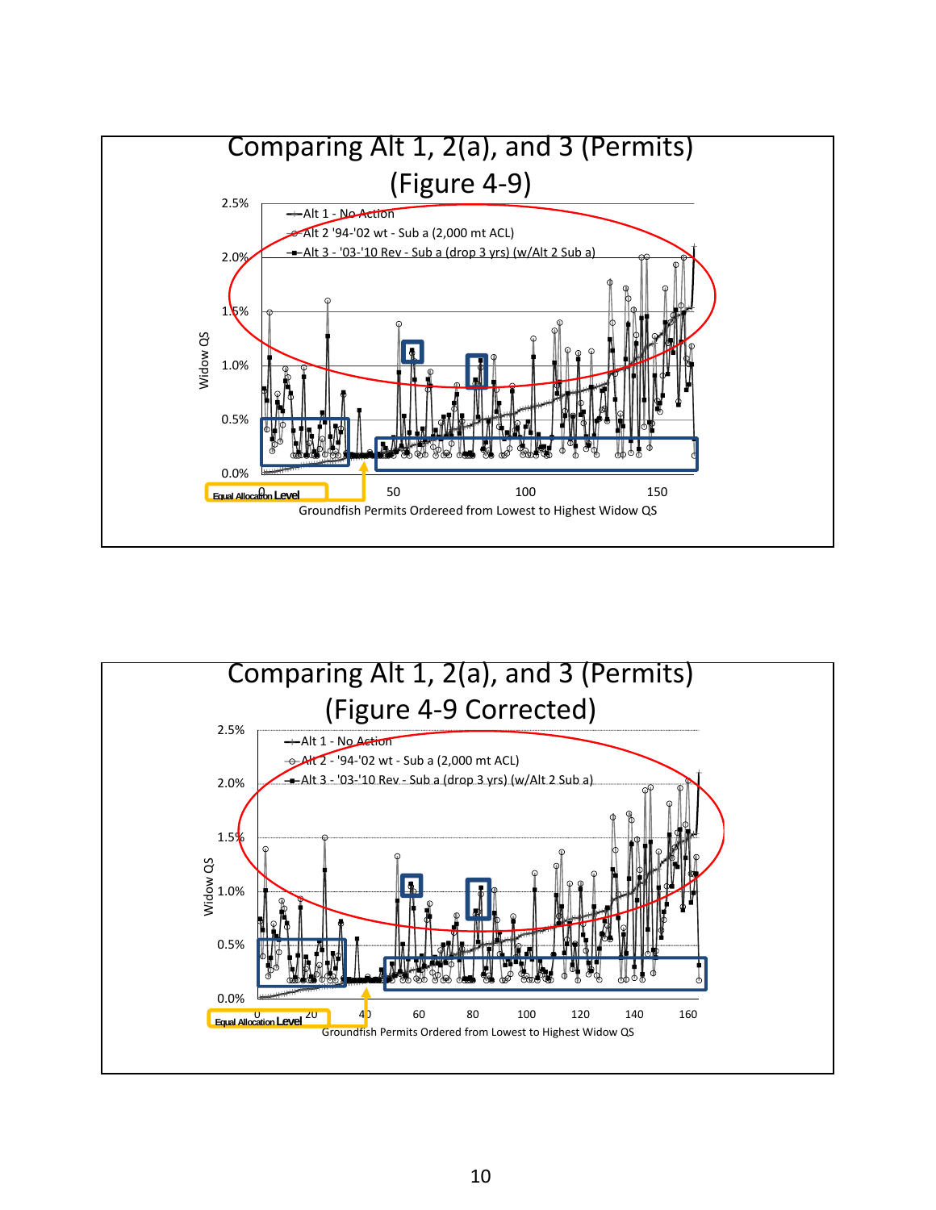## Comparing Alt 1, 2(a), and 3 (Permits) (Figure 4-9)

Widow QS

2.5%
2.0%
1.5%
1.0%
0.5%
0.0%

- Alt 1 - No Action
- Alt 2 '94-'02 wt - Sub a (2,000 mt ACL)
- Alt 3 - '03-'10 Rev - Sub a (drop 3 yrs) (w/Alt 2 Sub a)

0 50 100 150

Equal Allocation Level

Groundfish Permits Ordereed from Lowest to Highest Widow QS

## Comparing Alt 1, 2(a), and 3 (Permits) (Figure 4-9 Corrected)

Widow QS

2.5%
2.0%
1.5%
1.0%
0.5%
0.0%

- Alt 1 - No Action
- Alt 2 - '94-'02 wt - Sub a (2,000 mt ACL)
- Alt 3 - '03-'10 Rev - Sub a (drop 3 yrs) (w/Alt 2 Sub a)

0 20 40 60 80 100 120 140 160

Equal Allocation Level

Groundfish Permits Ordered from Lowest to Highest Widow QS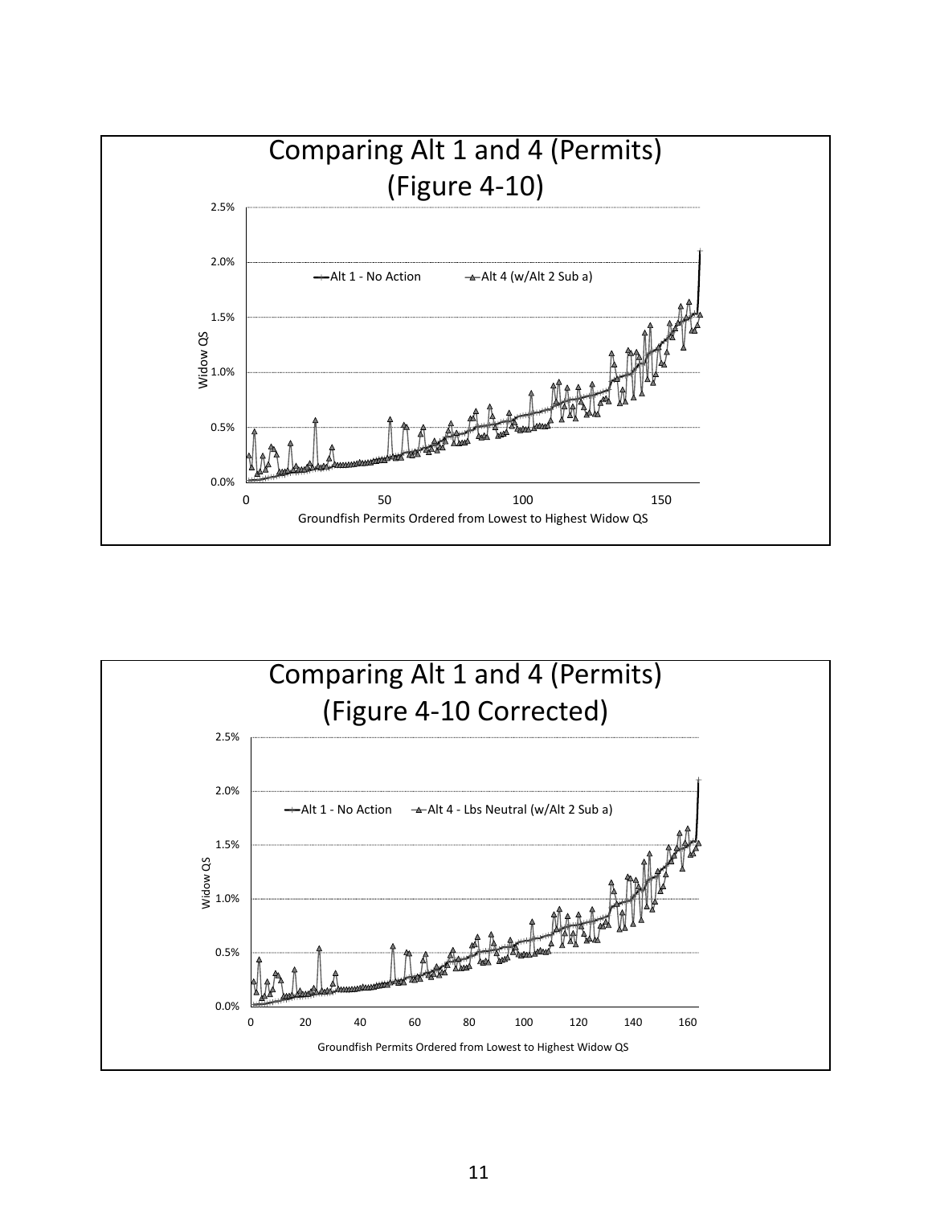## Comparing Alt 1 and 4 (Permits)
## (Figure 4-10)

Alt 1 - No Action    Alt 4 (w/Alt 2 Sub a)

Widow QS: 0.0%, 0.5%, 1.0%, 1.5%, 2.0%, 2.5%

Groundfish Permits Ordered from Lowest to Highest Widow QS: 0, 50, 100, 150

## Comparing Alt 1 and 4 (Permits)
## (Figure 4-10 Corrected)

Alt 1 - No Action    Alt 4 - Lbs Neutral (w/Alt 2 Sub a)

Widow QS: 0.0%, 0.5%, 1.0%, 1.5%, 2.0%, 2.5%

Groundfish Permits Ordered from Lowest to Highest Widow QS: 0, 20, 40, 60, 80, 100, 120, 140, 160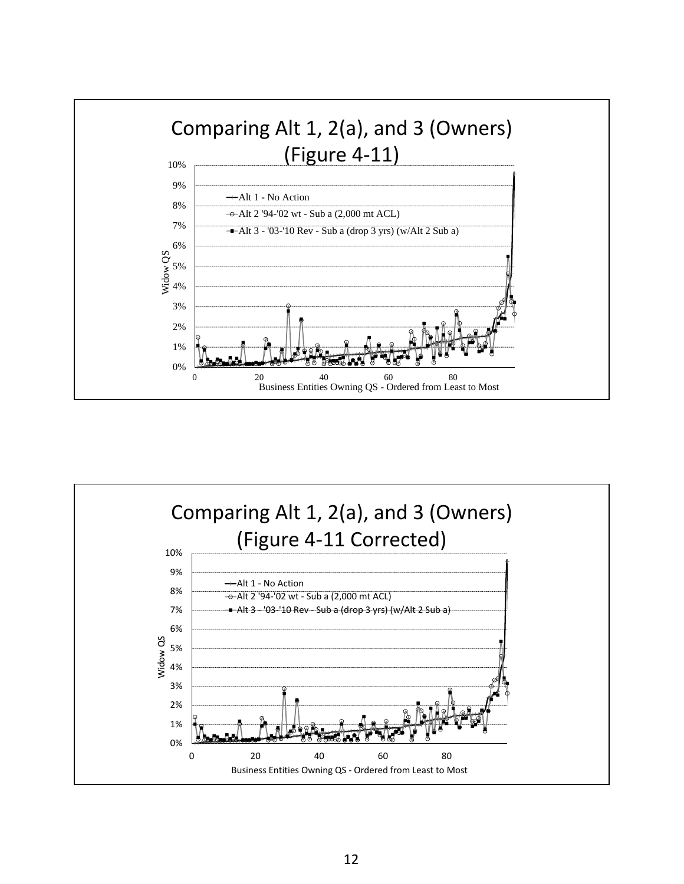## Comparing Alt 1, 2(a), and 3 (Owners) (Figure 4-11)

Widow QS

10%
9%
8%
7%
6%
5%
4%
3%
2%
1%
0%

0 20 40 60 80

Business Entities Owning QS - Ordered from Least to Most

- Alt 1 - No Action
- Alt 2 '94-'02 wt - Sub a (2,000 mt ACL)
- Alt 3 - '03-'10 Rev - Sub a (drop 3 yrs) (w/Alt 2 Sub a)

## Comparing Alt 1, 2(a), and 3 (Owners) (Figure 4-11 Corrected)

Widow QS

10%
9%
8%
7%
6%
5%
4%
3%
2%
1%
0%

0 20 40 60 80

Business Entities Owning QS - Ordered from Least to Most

- Alt 1 - No Action
- Alt 2 '94-'02 wt - Sub a (2,000 mt ACL)
- Alt 3 - '03-'10 Rev - Sub a (drop 3 yrs) (w/Alt 2 Sub a)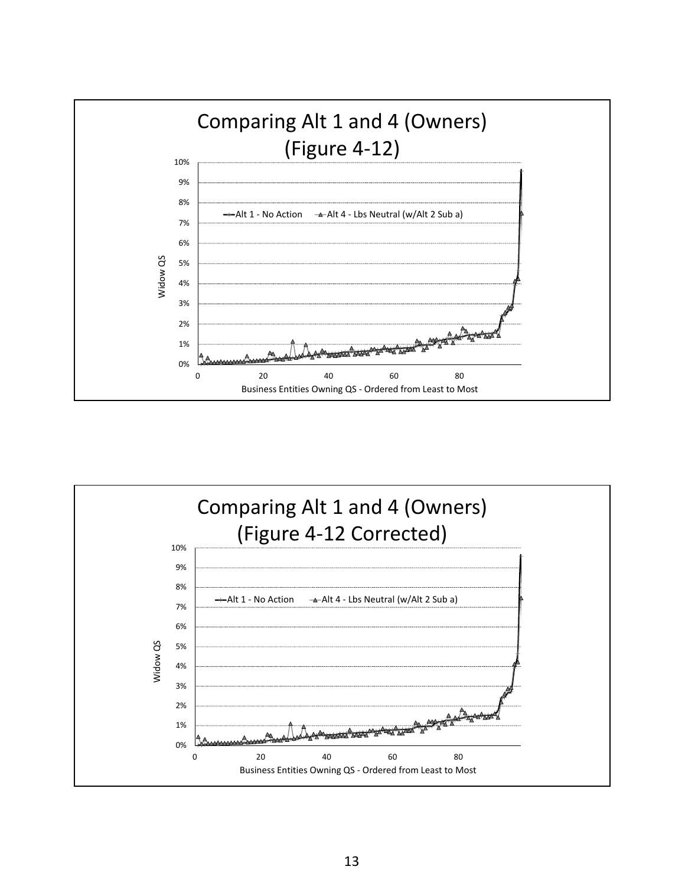## Comparing Alt 1 and 4 (Owners)
## (Figure 4-12)

Widow QS (0%–10%) vs. Business Entities Owning QS - Ordered from Least to Most (0–80)

Legend: Alt 1 - No Action; Alt 4 - Lbs Neutral (w/Alt 2 Sub a)

## Comparing Alt 1 and 4 (Owners)
## (Figure 4-12 Corrected)

Widow QS (0%–10%) vs. Business Entities Owning QS - Ordered from Least to Most (0–80)

Legend: Alt 1 - No Action; Alt 4 - Lbs Neutral (w/Alt 2 Sub a)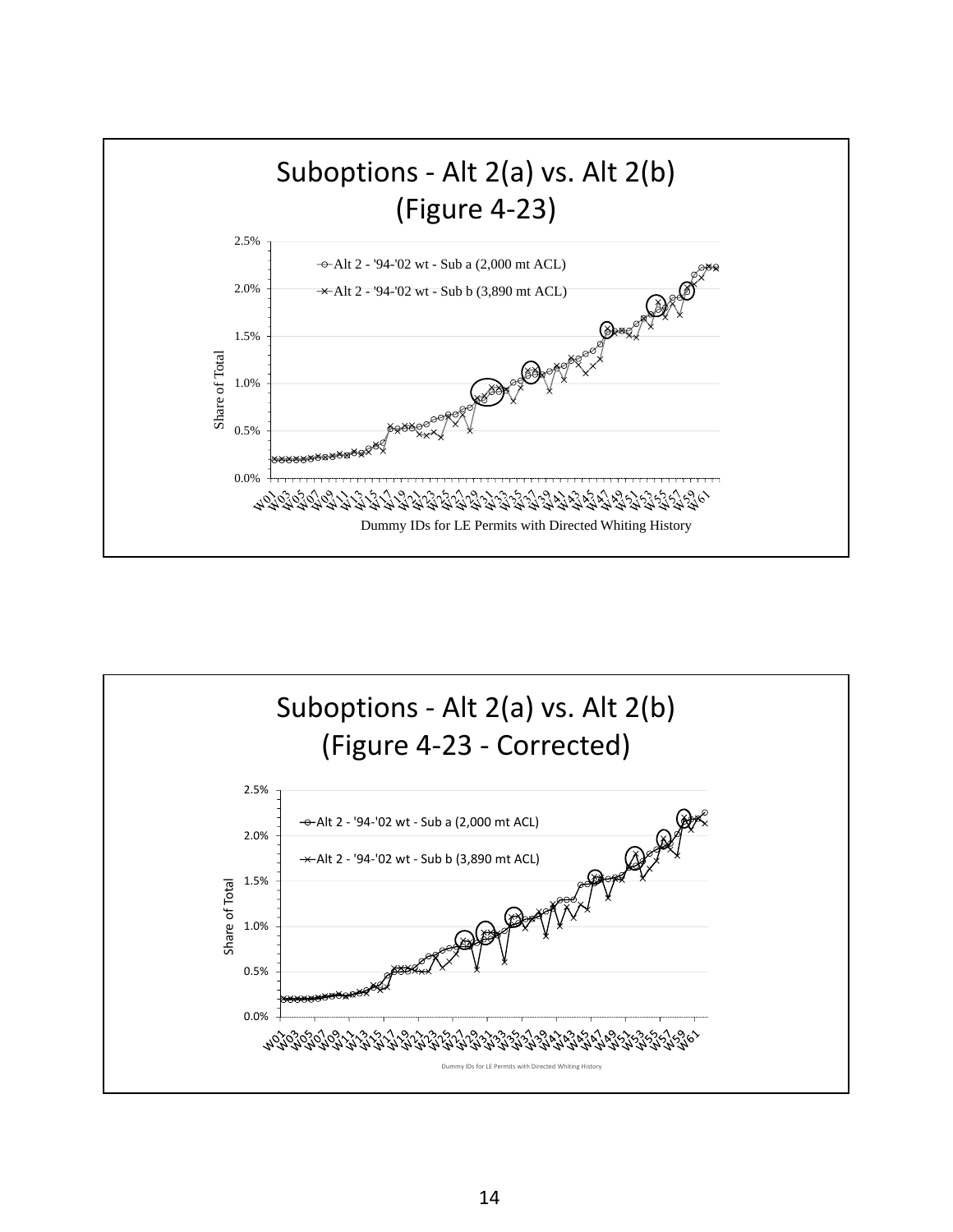## Suboptions - Alt 2(a) vs. Alt 2(b) (Figure 4-23)

Share of Total

- Alt 2 - '94-'02 wt - Sub a (2,000 mt ACL)
- Alt 2 - '94-'02 wt - Sub b (3,890 mt ACL)

Dummy IDs for LE Permits with Directed Whiting History

## Suboptions - Alt 2(a) vs. Alt 2(b) (Figure 4-23 - Corrected)

Share of Total

- Alt 2 - '94-'02 wt - Sub a (2,000 mt ACL)
- Alt 2 - '94-'02 wt - Sub b (3,890 mt ACL)

Dummy IDs for LE Permits with Directed Whiting History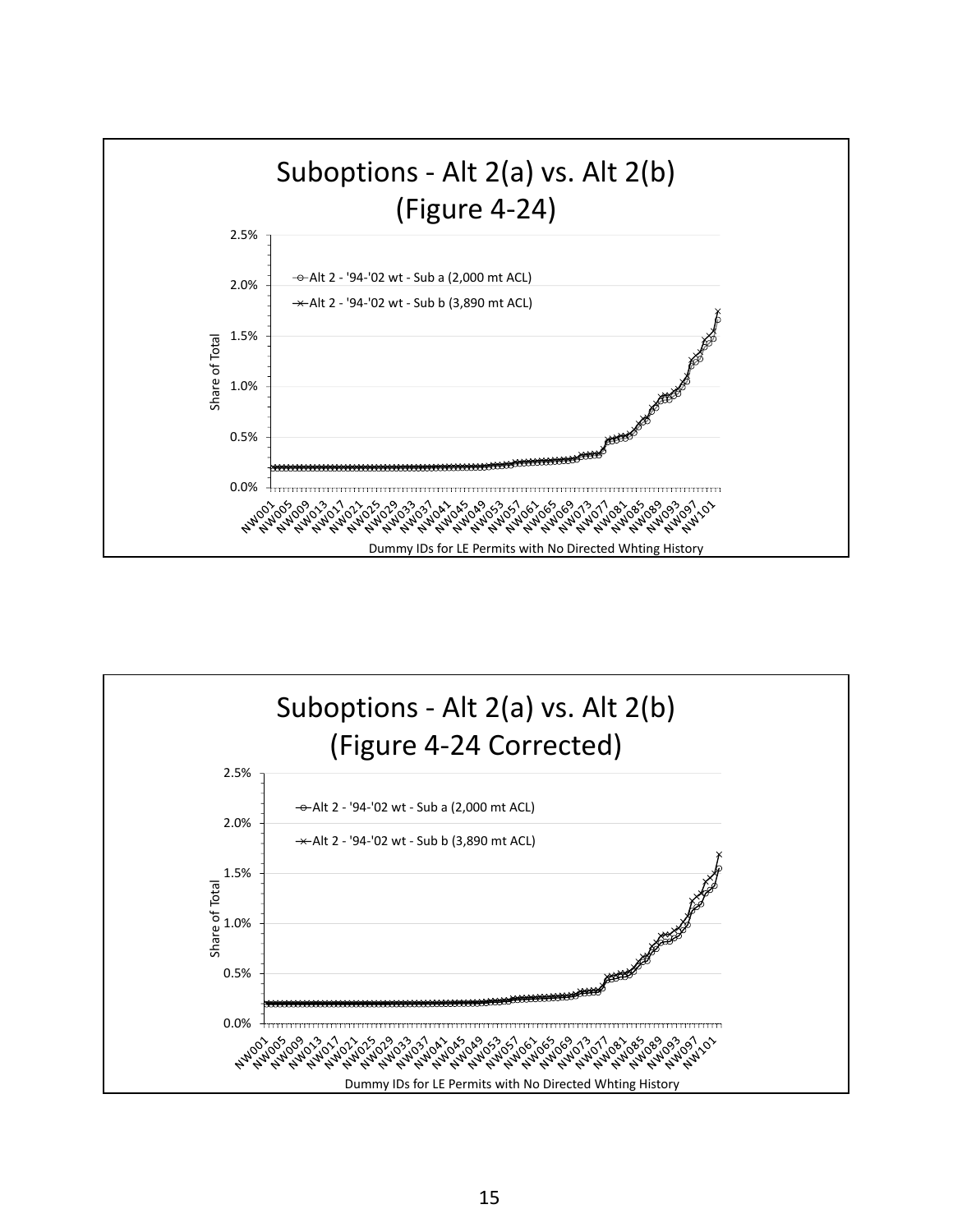## Suboptions - Alt 2(a) vs. Alt 2(b)
## (Figure 4-24)

Share of Total: 0.0%, 0.5%, 1.0%, 1.5%, 2.0%, 2.5%

- Alt 2 - '94-'02 wt - Sub a (2,000 mt ACL)
- Alt 2 - '94-'02 wt - Sub b (3,890 mt ACL)

NW001, NW005, NW009, NW013, NW017, NW021, NW025, NW029, NW033, NW037, NW041, NW045, NW049, NW053, NW057, NW061, NW065, NW069, NW073, NW077, NW081, NW085, NW089, NW093, NW097, NW101

Dummy IDs for LE Permits with No Directed Whting History

## Suboptions - Alt 2(a) vs. Alt 2(b)
## (Figure 4-24 Corrected)

Share of Total: 0.0%, 0.5%, 1.0%, 1.5%, 2.0%, 2.5%

- Alt 2 - '94-'02 wt - Sub a (2,000 mt ACL)
- Alt 2 - '94-'02 wt - Sub b (3,890 mt ACL)

NW001, NW005, NW009, NW013, NW017, NW021, NW025, NW029, NW033, NW037, NW041, NW045, NW049, NW053, NW057, NW061, NW065, NW069, NW073, NW077, NW081, NW085, NW089, NW093, NW097, NW101

Dummy IDs for LE Permits with No Directed Whting History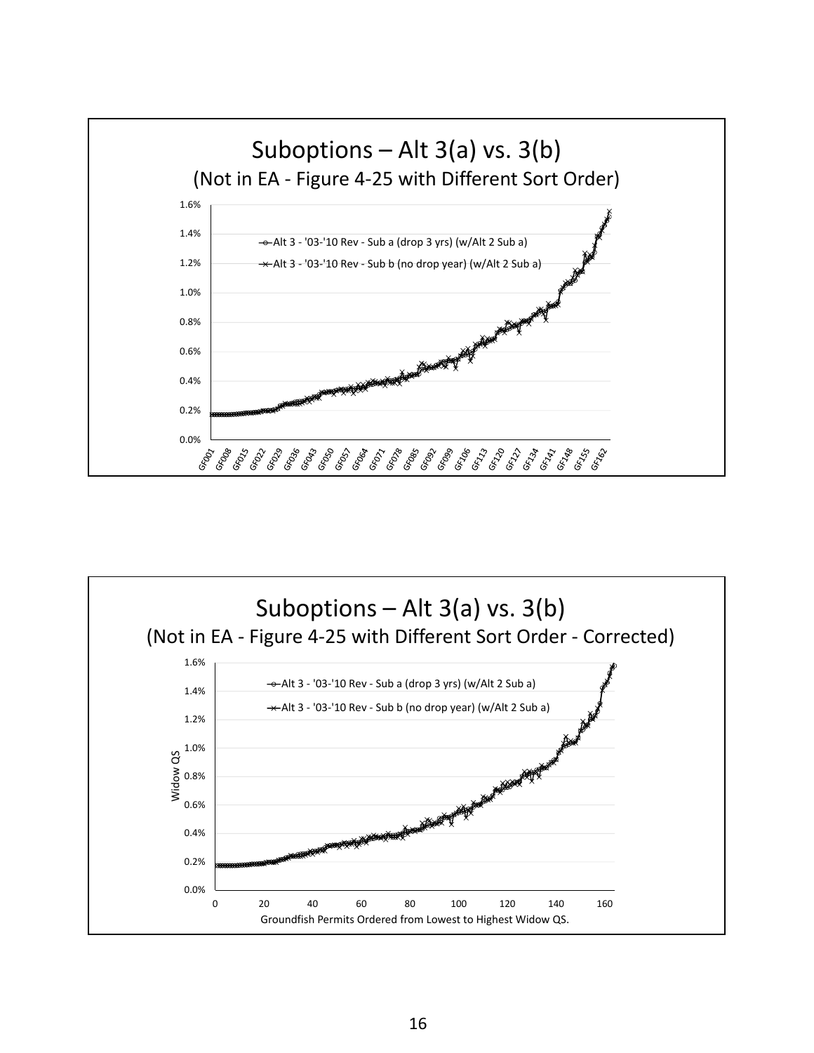## Suboptions – Alt 3(a) vs. 3(b)

(Not in EA - Figure 4-25 with Different Sort Order)

- Alt 3 - '03-'10 Rev - Sub a (drop 3 yrs) (w/Alt 2 Sub a)
- Alt 3 - '03-'10 Rev - Sub b (no drop year) (w/Alt 2 Sub a)

## Suboptions – Alt 3(a) vs. 3(b)

(Not in EA - Figure 4-25 with Different Sort Order - Corrected)

- Alt 3 - '03-'10 Rev - Sub a (drop 3 yrs) (w/Alt 2 Sub a)
- Alt 3 - '03-'10 Rev - Sub b (no drop year) (w/Alt 2 Sub a)

Widow QS

Groundfish Permits Ordered from Lowest to Highest Widow QS.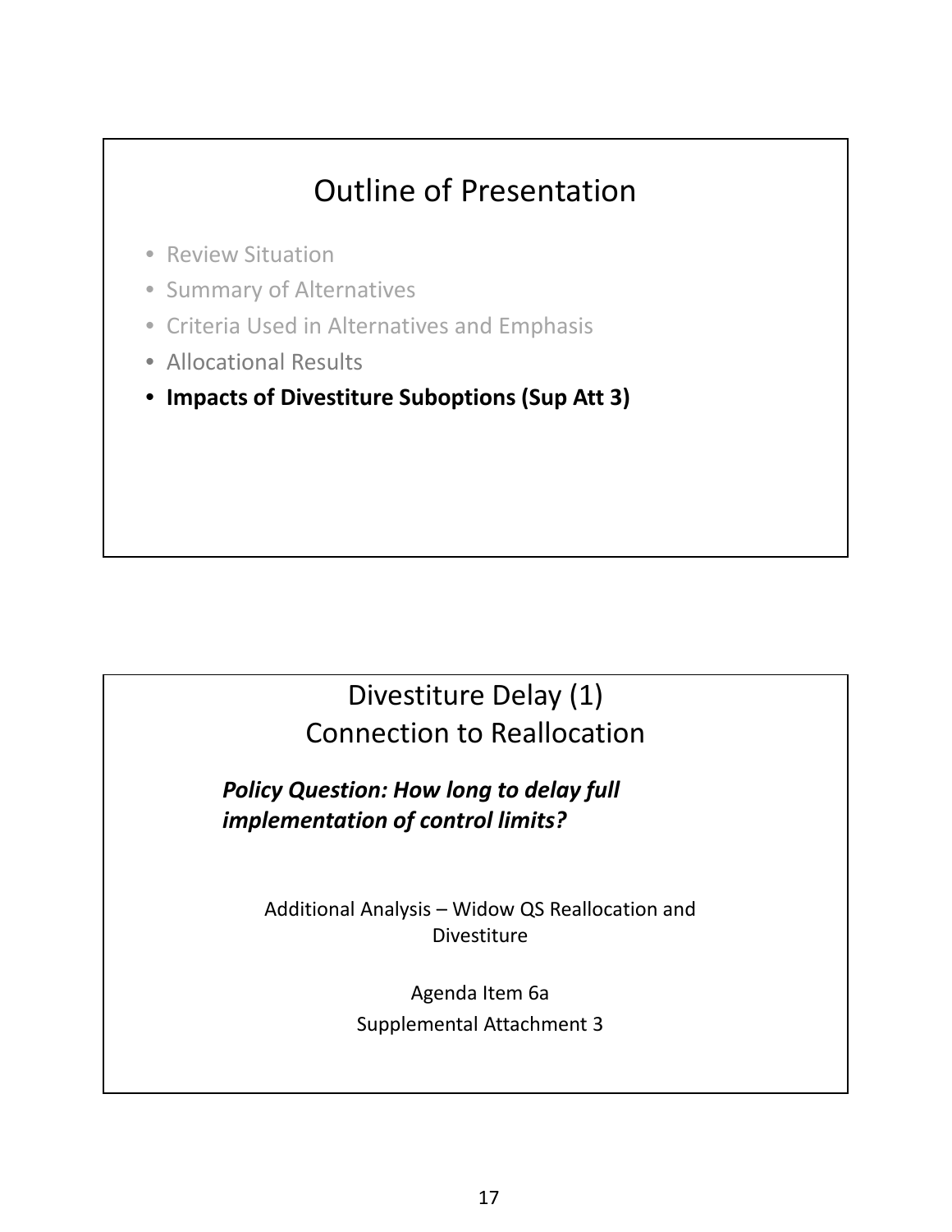## Outline of Presentation

- Review Situation
- Summary of Alternatives
- Criteria Used in Alternatives and Emphasis
- Allocational Results
- **Impacts of Divestiture Suboptions (Sup Att 3)**

## Divestiture Delay (1)
## Connection to Reallocation

***Policy Question: How long to delay full implementation of control limits?***

Additional Analysis – Widow QS Reallocation and Divestiture

Agenda Item 6a

Supplemental Attachment 3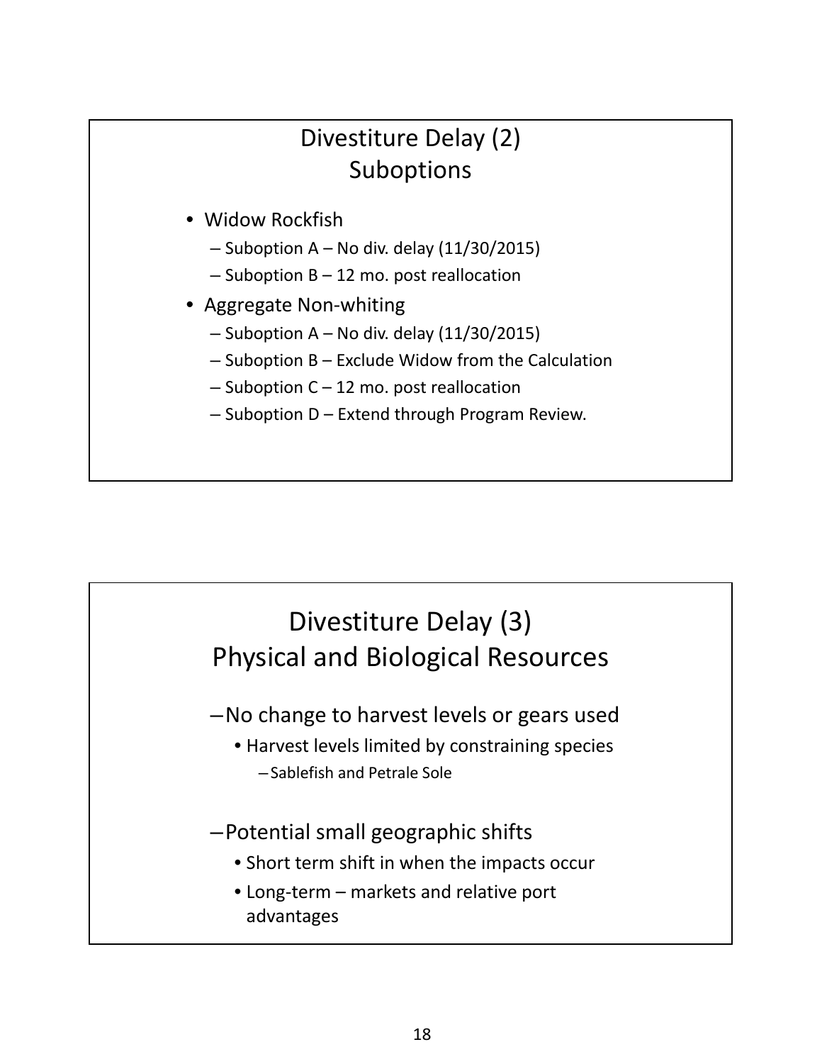## Divestiture Delay (2)
## Suboptions

- Widow Rockfish
  - Suboption A – No div. delay (11/30/2015)
  - Suboption B – 12 mo. post reallocation
- Aggregate Non-whiting
  - Suboption A – No div. delay (11/30/2015)
  - Suboption B – Exclude Widow from the Calculation
  - Suboption C – 12 mo. post reallocation
  - Suboption D – Extend through Program Review.

## Divestiture Delay (3)
## Physical and Biological Resources

- No change to harvest levels or gears used
  - Harvest levels limited by constraining species
    - Sablefish and Petrale Sole
- Potential small geographic shifts
  - Short term shift in when the impacts occur
  - Long-term – markets and relative port advantages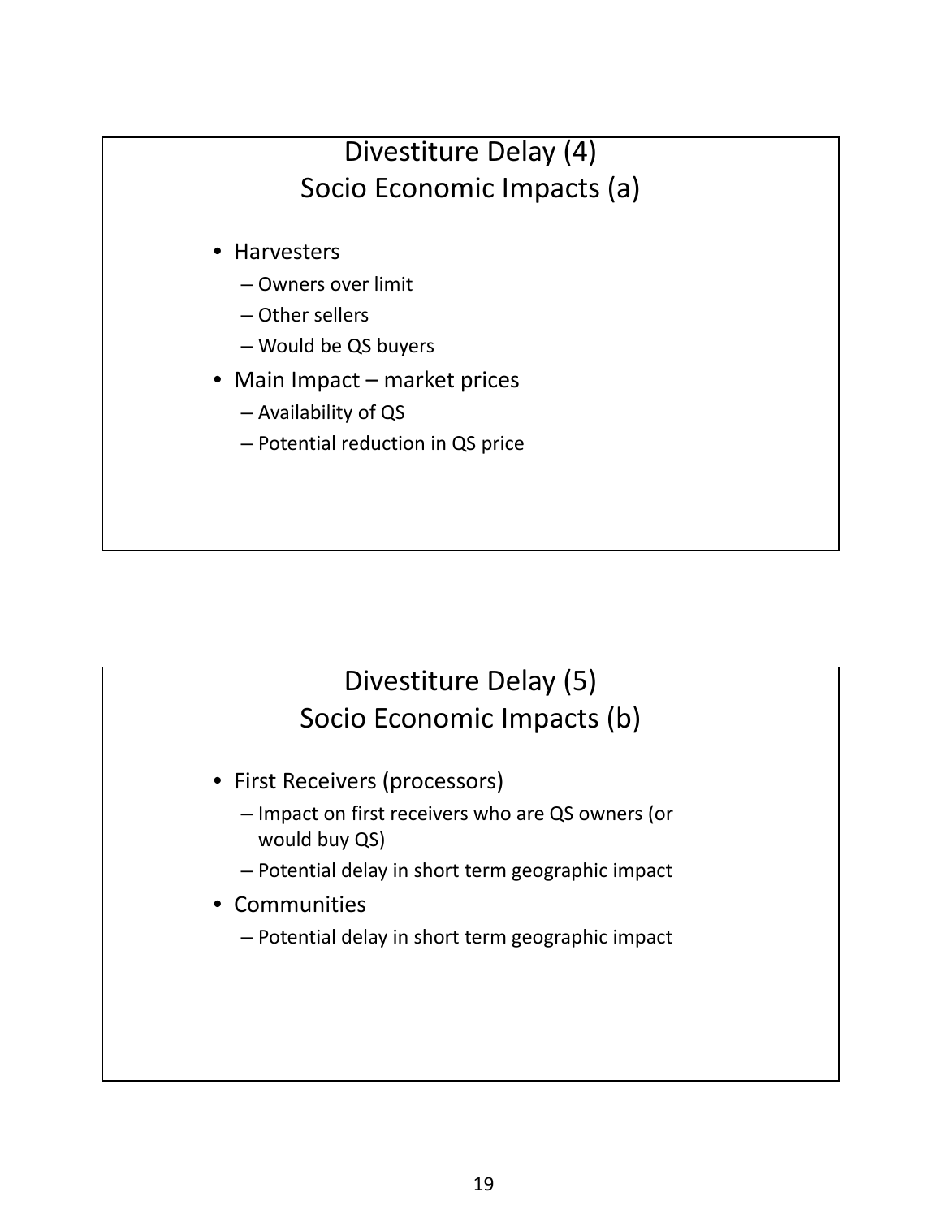## Divestiture Delay (4)
## Socio Economic Impacts (a)

- Harvesters
  - Owners over limit
  - Other sellers
  - Would be QS buyers
- Main Impact – market prices
  - Availability of QS
  - Potential reduction in QS price

## Divestiture Delay (5)
## Socio Economic Impacts (b)

- First Receivers (processors)
  - Impact on first receivers who are QS owners (or would buy QS)
  - Potential delay in short term geographic impact
- Communities
  - Potential delay in short term geographic impact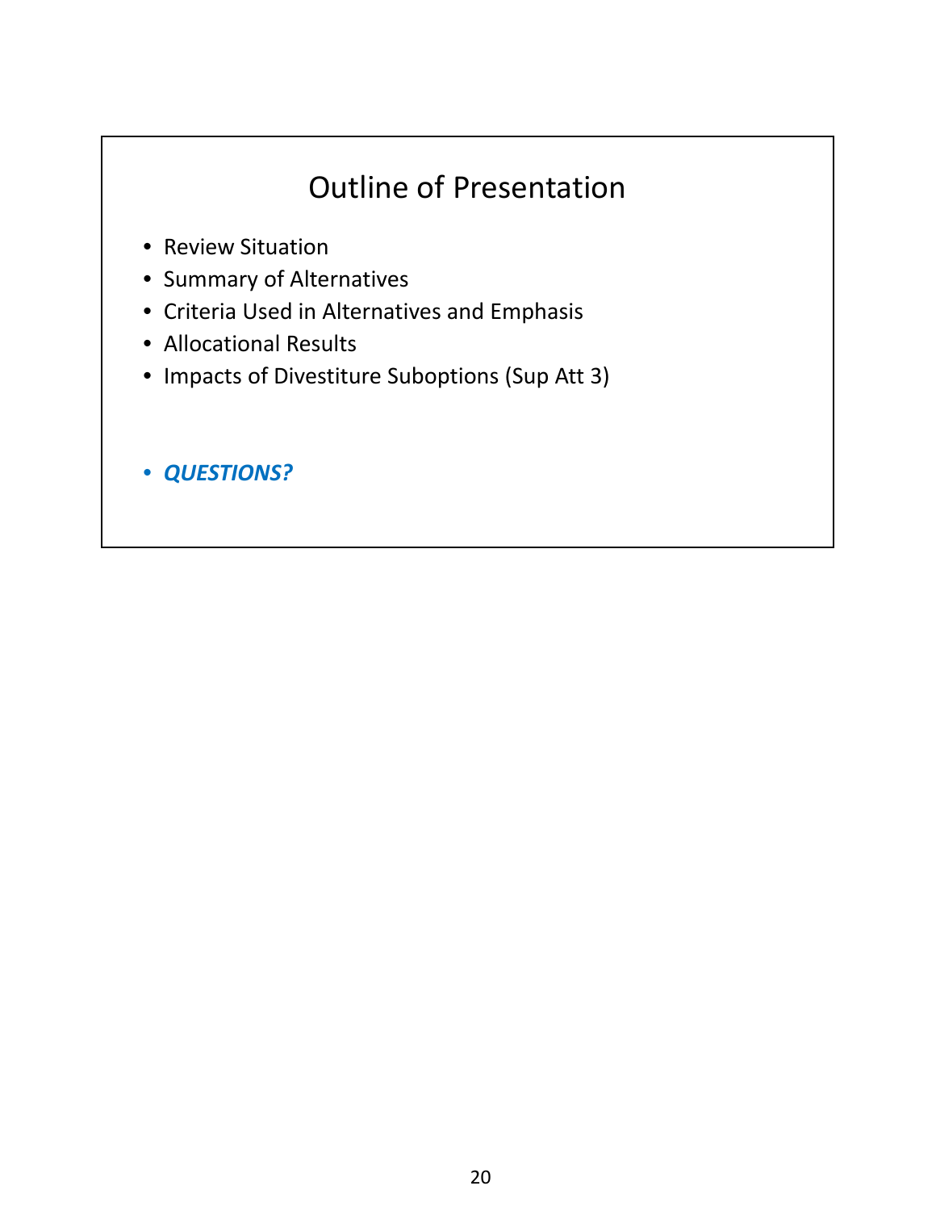# Outline of Presentation

- Review Situation
- Summary of Alternatives
- Criteria Used in Alternatives and Emphasis
- Allocational Results
- Impacts of Divestiture Suboptions (Sup Att 3)

- ***QUESTIONS?***